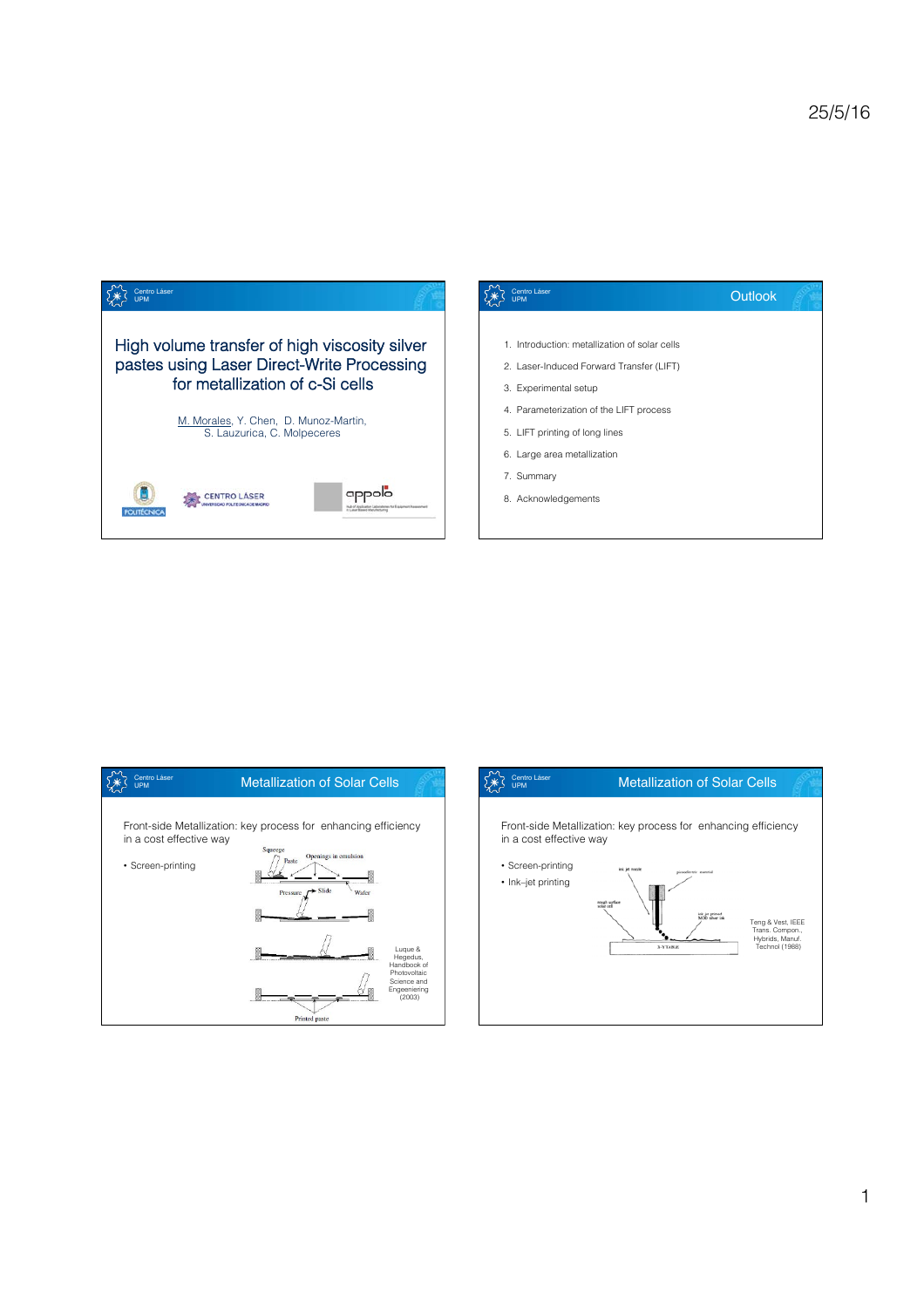# High volume transfer of high viscosity silver pastes using Laser Direct-Write Processing for metallization of c-Si cells

M. Morales, Y. Chen, D. Munoz-Martin, S. Lauzurica, C. Molpeceres

---

## Outlook

1. Introduction: metallization of solar cells
2. Laser-Induced Forward Transfer (LIFT)
3. Experimental setup
4. Parameterization of the LIFT process
5. LIFT printing of long lines
6. Large area metallization
7. Summary
8. Acknowledgements

---

## Metallization of Solar Cells

Front-side Metallization: key process for enhancing efficiency in a cost effective way

- Screen-printing

Luque & Hegedus, Handbook of Photovoltaic Science and Engeenering (2003)

---

## Metallization of Solar Cells

Front-side Metallization: key process for enhancing efficiency in a cost effective way

- Screen-printing
- Ink–jet printing

Teng & Vest, IEEE Trans. Compon., Hybrids, Manuf. Technol (1988)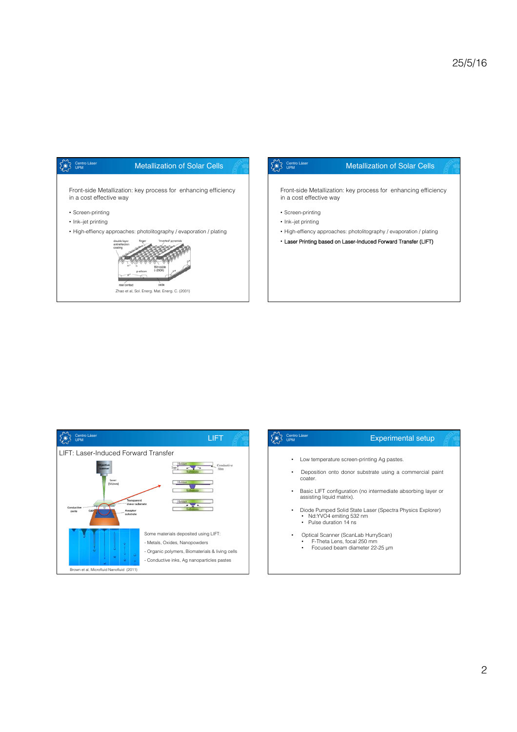## Metallization of Solar Cells

Front-side Metallization: key process for enhancing efficiency in a cost effective way

- Screen-printing
- Ink–jet printing
- High-effiency approaches: photolitography / evaporation / plating

Zhao et al, Sol. Energ. Mat. Energ. C. (2001)

## Metallization of Solar Cells

Front-side Metallization: key process for enhancing efficiency in a cost effective way

- Screen-printing
- Ink–jet printing
- High-effiency approaches: photolitography / evaporation / plating
- Laser Printing based on Laser-Induced Forward Transfer (LIFT)

## LIFT

LIFT: Laser-Induced Forward Transfer

Some materials deposited using LIFT:

- Metals, Oxides, Nanopowders
- Organic polymers, Biomaterials & living cells
- Conductive inks, Ag nanoparticles pastes

Brown et al, Microfluid Nanofluid (2011)

## Experimental setup

- Low temperature screen-printing Ag pastes.
- Deposition onto donor substrate using a commercial paint coater.
- Basic LIFT configuration (no intermediate absorbing layer or assisting liquid matrix).
- Diode Pumped Solid State Laser (Spectra Physics Explorer)
  - Nd:YVO4 emiting 532 nm
  - Pulse duration 14 ns
- Optical Scanner (ScanLab HurryScan)
  - F-Theta Lens, focal 250 mm
  - Focused beam diameter 22-25 μm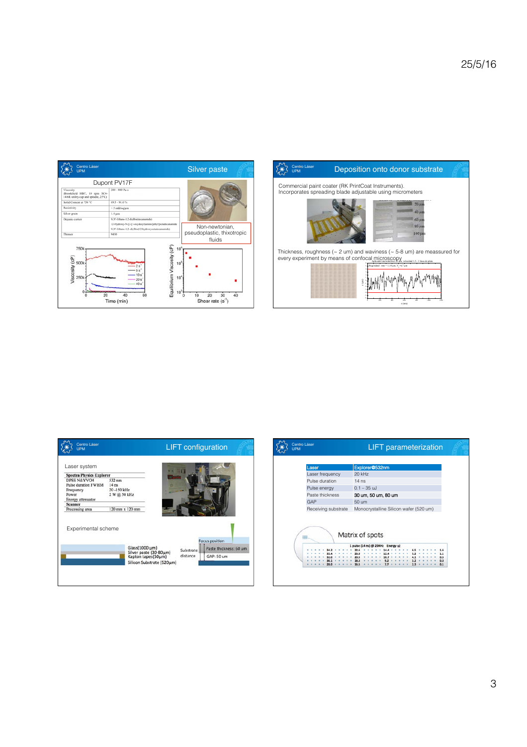## Silver paste

Dupont PV17F

| | |
|---|---|
| Viscosity (Brookfield HBT, 10 rpm SC4-14/6R utility cup and spindle, 25°C) | 280 - 400 Pa.s |
| Solid Content at 750 °C | 89.5 - 91.0 % |
| Resistivity | < 5 mΩ/sq/μm |
| Silver grain | 1-5 μm |
| Organic carrier | N,N'-Ethane-1,2-diylbis(decanamide)<br>12-Hydroxy-N-[2-[(1-oxydecyl)amino]ethyl]octadecanamide<br>N,N'-Ethane-1,2-diylbis(12-hydroxyoctadecanamide) |
| Thinner | 9450 |

Non-newtonian, pseudoplastic, thixotropic fluids

## Deposition onto donor substrate

Commercial paint coater (RK PrintCoat Instruments).
Incorporates spreading blade adjustable using micrometers

Thickness, roughness (~ 2 um) and waviness (~ 5-8 um) are meassured for every experiment by means of confocal microscopy

## LIFT configuration

Laser system

| | |
|---|---|
| **Spectra Physics Explorer** | |
| DPSS Nd:YVO4 | 532 nm |
| Pulse duration FWHM | 14 ns |
| Frequency | 20 -150 kHz |
| Power | 2 W @ 50 kHz |
| Energy attenuator | |
| **Scanner** | |
| Processing area | 120 mm x 120 mm |

Experimental scheme

Glass(1000 μm)
Silver paste (30-80μm)
Kapton tapes(50μm)
Silicon Substrate (520μm)

Substrate distance

Focus position

Paste thickness: 60 um

GAP: 50 um

## LIFT parameterization

| Laser | Explorer@532nm |
|---|---|
| Laser frequency | 20 kHz |
| Pulse duration | 14 ns |
| Pulse energy | 0.1 – 35 uJ |
| Paste thickness | 30 um, 50 um, 80 um |
| GAP | 50 um |
| Receiving substrate | Monocrystalline Silicon wafer (520 um) |

Matrix of spots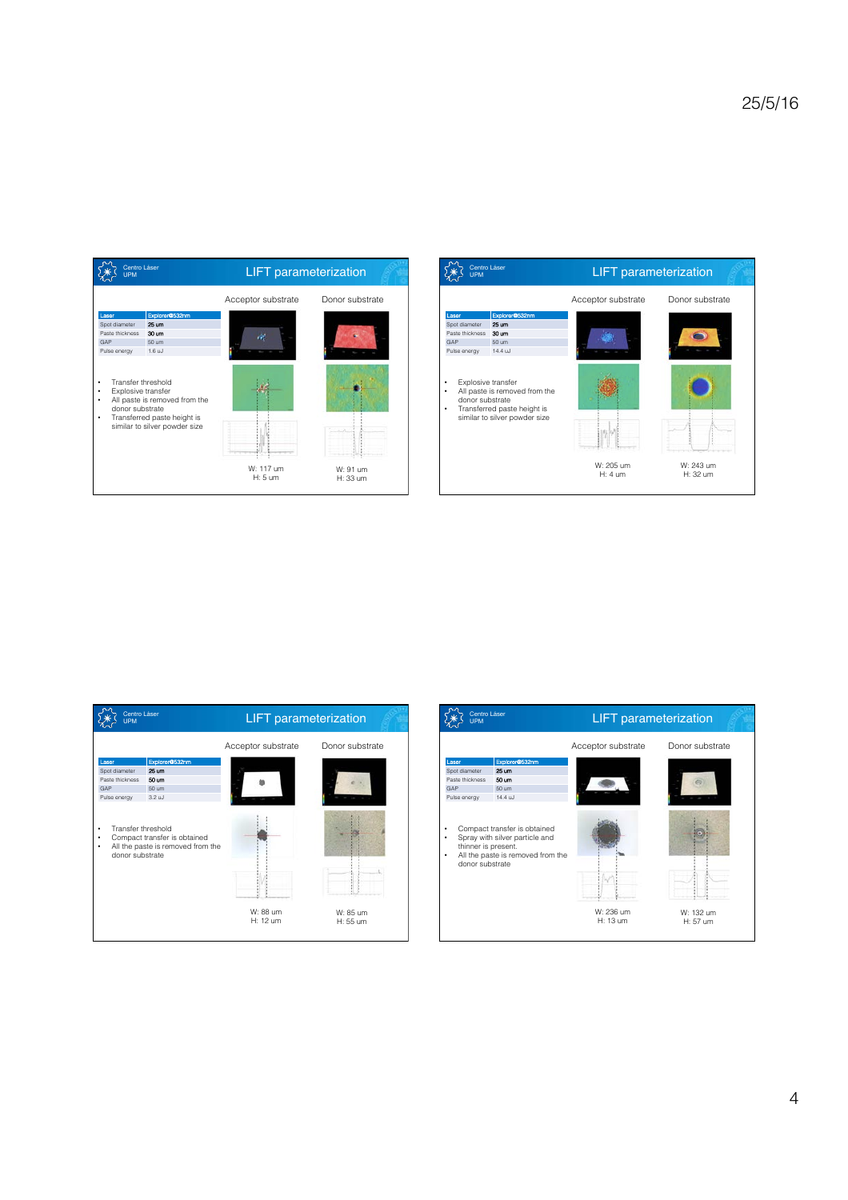## LIFT parameterization

Centro Láser UPM

| Laser | Explorer@532nm |
|---|---|
| Spot diameter | 25 um |
| Paste thickness | 30 um |
| GAP | 50 um |
| Pulse energy | 1.6 uJ |

- Transfer threshold
- Explosive transfer
- All paste is removed from the donor substrate
- Transferred paste height is similar to silver powder size

Acceptor substrate: W: 117 um, H: 5 um

Donor substrate: W: 91 um, H: 33 um

## LIFT parameterization

Centro Láser UPM

| Laser | Explorer@532nm |
|---|---|
| Spot diameter | 25 um |
| Paste thickness | 30 um |
| GAP | 50 um |
| Pulse energy | 14.4 uJ |

- Explosive transfer
- All paste is removed from the donor substrate
- Transferred paste height is similar to silver powder size

Acceptor substrate: W: 205 um, H: 4 um

Donor substrate: W: 243 um, H: 32 um

## LIFT parameterization

Centro Láser UPM

| Laser | Explorer@532nm |
|---|---|
| Spot diameter | 25 um |
| Paste thickness | 50 um |
| GAP | 50 um |
| Pulse energy | 3.2 uJ |

- Transfer threshold
- Compact transfer is obtained
- All the paste is removed from the donor substrate

Acceptor substrate: W: 88 um, H: 12 um

Donor substrate: W: 85 um, H: 55 um

## LIFT parameterization

Centro Láser UPM

| Laser | Explorer@532nm |
|---|---|
| Spot diameter | 25 um |
| Paste thickness | 50 um |
| GAP | 50 um |
| Pulse energy | 14.4 uJ |

- Compact transfer is obtained
- Spray with silver particle and thinner is present.
- All the paste is removed from the donor substrate

Acceptor substrate: W: 236 um, H: 13 um

Donor substrate: W: 132 um, H: 57 um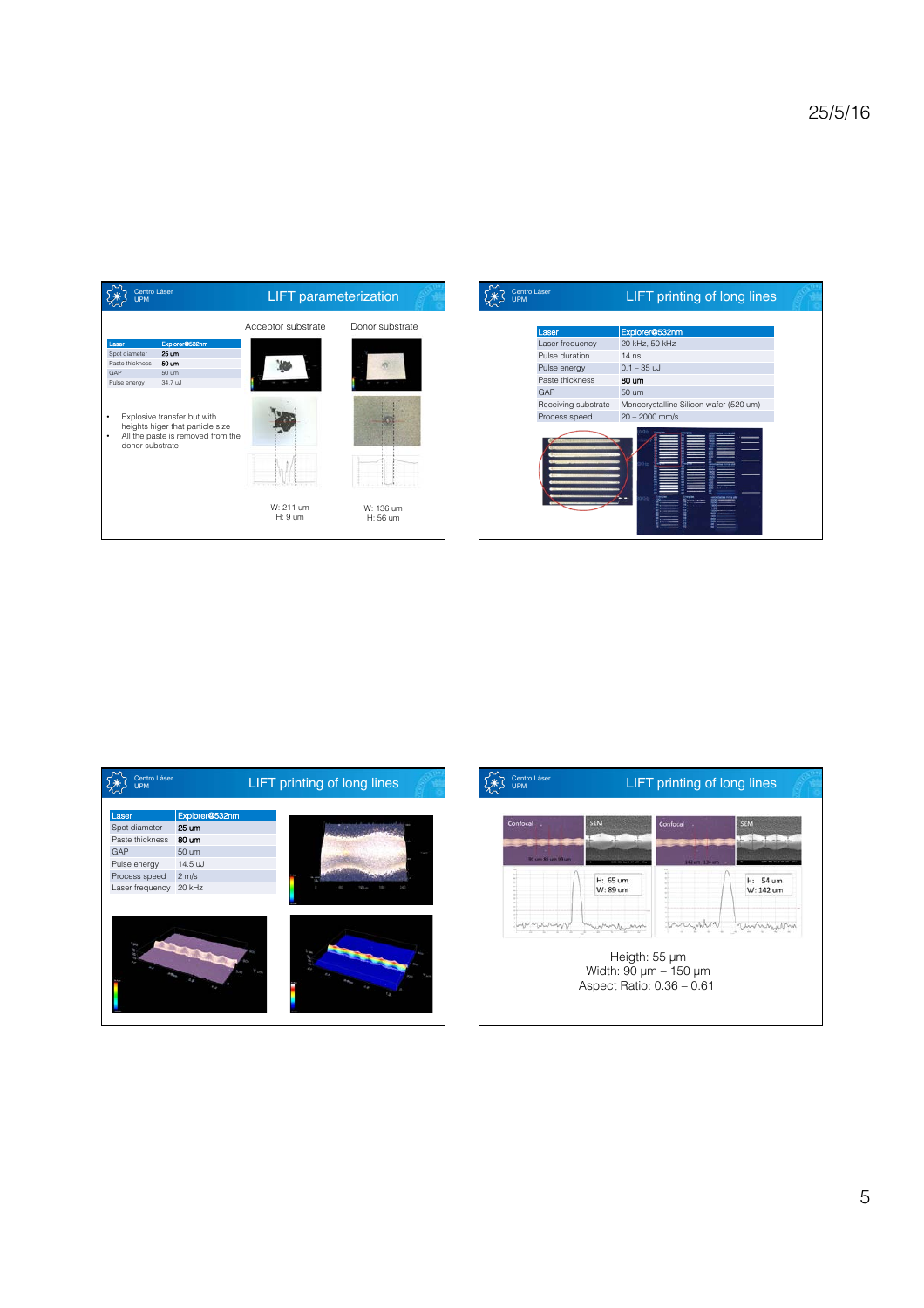## LIFT parameterization

| Laser | Explorer@532nm |
| --- | --- |
| Spot diameter | 25 um |
| Paste thickness | 50 um |
| GAP | 50 um |
| Pulse energy | 34.7 uJ |

- Explosive transfer but with heights higer that particle size
- All the paste is removed from the donor substrate

Acceptor substrate — W: 211 um, H: 9 um

Donor substrate — W: 136 um, H: 56 um

## LIFT printing of long lines

| Laser | Explorer@532nm |
| --- | --- |
| Laser frequency | 20 kHz, 50 kHz |
| Pulse duration | 14 ns |
| Pulse energy | 0.1 – 35 uJ |
| Paste thickness | 80 um |
| GAP | 50 um |
| Receiving substrate | Monocrystalline Silicon wafer (520 um) |
| Process speed | 20 – 2000 mm/s |

## LIFT printing of long lines

| Laser | Explorer@532nm |
| --- | --- |
| Spot diameter | 25 um |
| Paste thickness | 80 um |
| GAP | 50 um |
| Pulse energy | 14.5 uJ |
| Process speed | 2 m/s |
| Laser frequency | 20 kHz |

## LIFT printing of long lines

Confocal / SEM — H: 65 um, W: 89 um

Confocal / SEM — H: 54 um, W: 142 um

Heigth: 55 μm
Width: 90 μm – 150 μm
Aspect Ratio: 0.36 – 0.61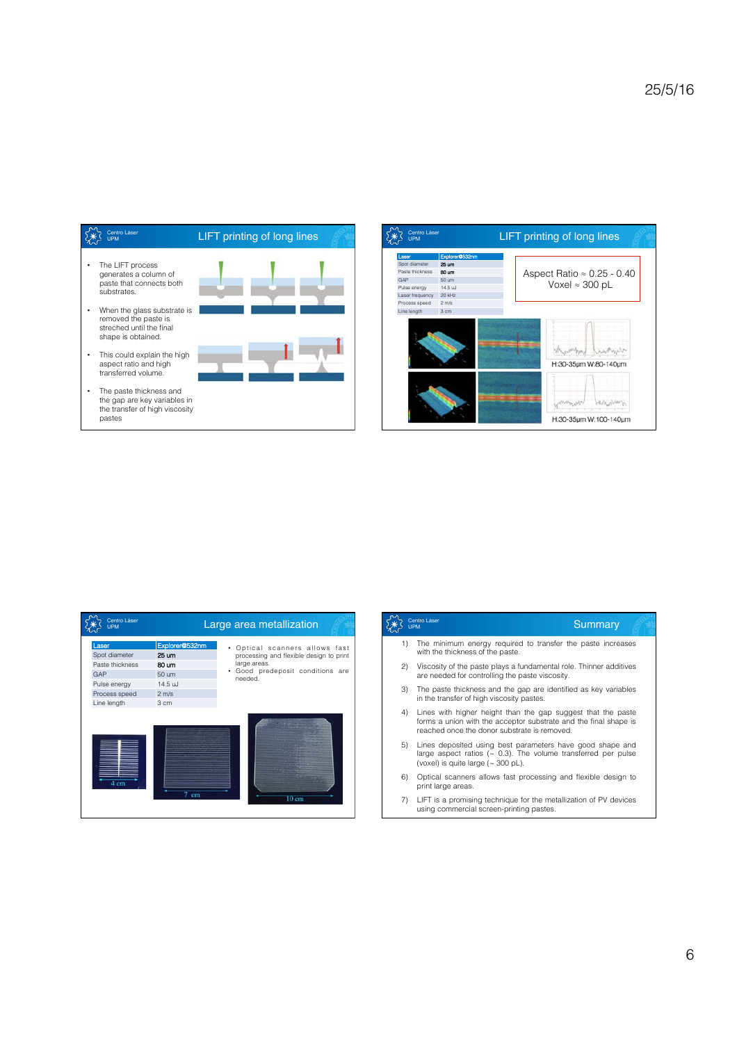## LIFT printing of long lines

- The LIFT process generates a column of paste that connects both substrates.
- When the glass substrate is removed the paste is streched until the final shape is obtained.
- This could explain the high aspect ratio and high transferred volume.
- The paste thickness and the gap are key variables in the transfer of high viscosity pastes

## LIFT printing of long lines

| Laser | Explorer@532nm |
|---|---|
| Spot diameter | 25 um |
| Paste thickness | 80 um |
| GAP | 50 um |
| Pulse energy | 14.5 uJ |
| Laser frequency | 20 kHz |
| Process speed | 2 m/s |
| Line length | 3 cm |

Aspect Ratio ≈ 0.25 - 0.40
Voxel ≈ 300 pL

H:30-35µm W:80-140µm

H:30-35µm W:100-140µm

## Large area metallization

| Laser | Explorer@532nm |
|---|---|
| Spot diameter | 25 um |
| Paste thickness | 80 um |
| GAP | 50 um |
| Pulse energy | 14.5 uJ |
| Process speed | 2 m/s |
| Line length | 3 cm |

- Optical scanners allows fast processing and flexible design to print large areas.
- Good predeposit conditions are needed.

4 cm

7 cm

10 cm

## Summary

1) The minimum energy required to transfer the paste increases with the thickness of the paste.
2) Viscosity of the paste plays a fundamental role. Thinner additives are needed for controlling the paste viscosity.
3) The paste thickness and the gap are identified as key variables in the transfer of high viscosity pastes.
4) Lines with higher height than the gap suggest that the paste forms a union with the acceptor substrate and the final shape is reached once the donor substrate is removed.
5) Lines deposited using best parameters have good shape and large aspect ratios (~ 0.3). The volume transferred per pulse (voxel) is quite large (~ 300 pL).
6) Optical scanners allows fast processing and flexible design to print large areas.
7) LIFT is a promising technique for the metallization of PV devices using commercial screen-printing pastes.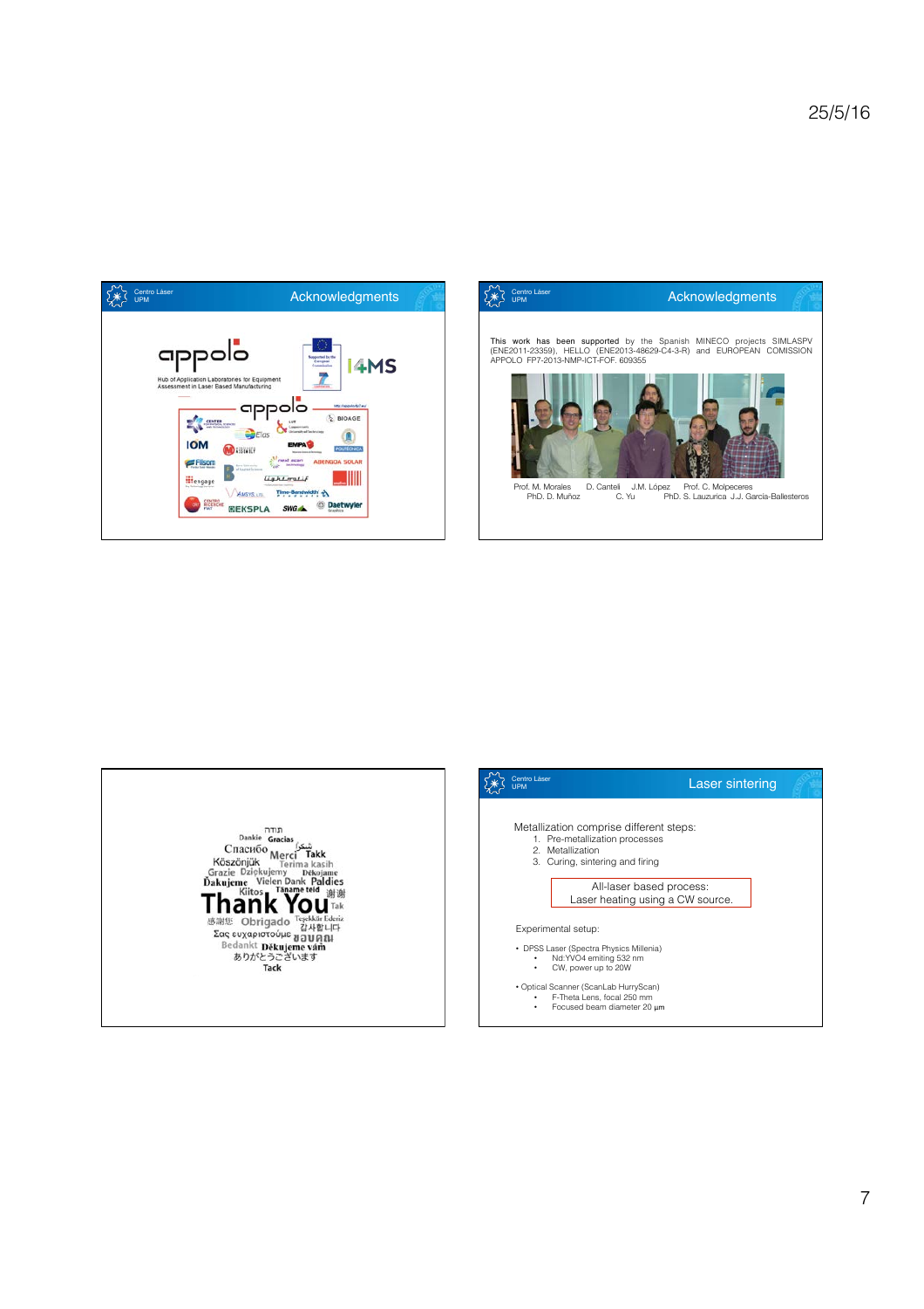## Acknowledgments

appolo

Hub of Application Laboratories for Equipment Assessment in Laser Based Manufacturing

Supported by the European Commission

I4MS

## Acknowledgments

This work has been supported by the Spanish MINECO projects SIMLASPV (ENE2011-23359), HELLO (ENE2013-48629-C4-3-R) and EUROPEAN COMISSION APPOLO FP7-2013-NMP-ICT-FOF. 609355

Prof. M. Morales, D. Canteli, J.M. López, Prof. C. Molpeceres
PhD. D. Muñoz, C. Yu, PhD. S. Lauzurica, J.J. García-Ballesteros

Thank You

## Laser sintering

Metallization comprise different steps:

1. Pre-metallization processes
2. Metallization
3. Curing, sintering and firing

All-laser based process:
Laser heating using a CW source.

Experimental setup:

- DPSS Laser (Spectra Physics Millenia)
  - Nd:YVO4 emitting 532 nm
  - CW, power up to 20W
- Optical Scanner (ScanLab HurryScan)
  - F-Theta Lens, focal 250 mm
  - Focused beam diameter 20 μm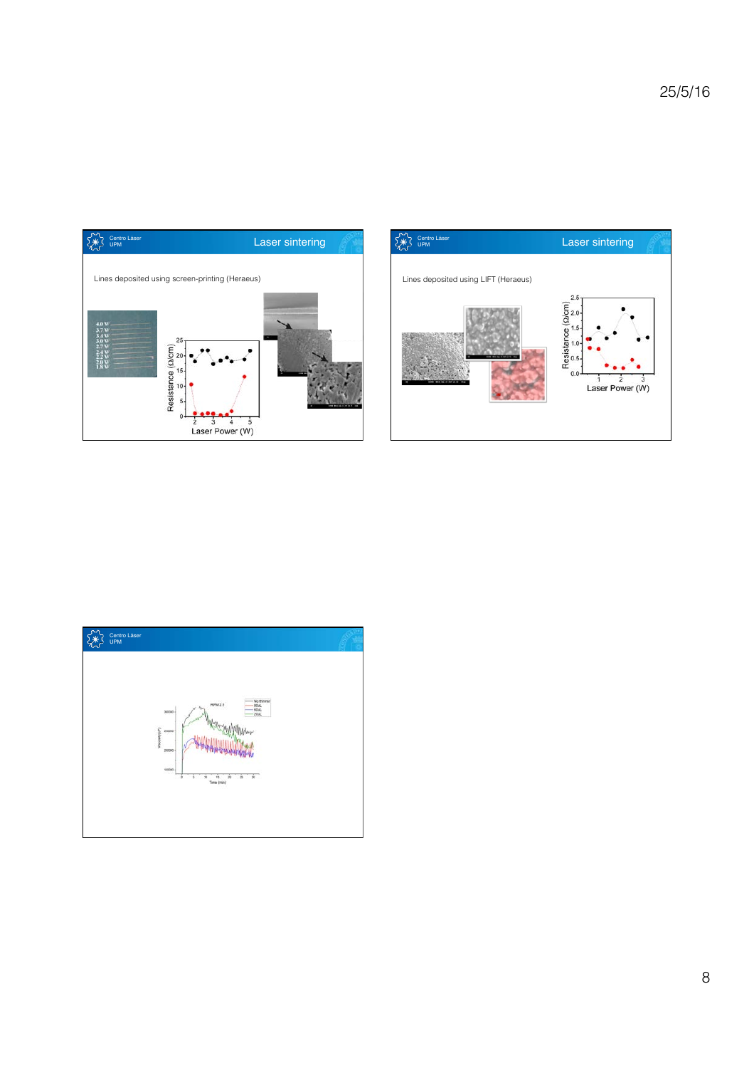Centro Láser
UPM

## Laser sintering

Lines deposited using screen-printing (Heraeus)

4.0 W
3.7 W
3.4 W
3.0 W
2.7 W
2.4 W
2.2 W
2.0 W
1.8 W

Resistance (Ω/cm)
25
20
15
10
5
0
2
3
4
5
Laser Power (W)

Centro Láser
UPM

## Laser sintering

Lines deposited using LIFT (Heraeus)

Resistance (Ω/cm)
2.5
2.0
1.5
1.0
0.5
0.0
1
2
3
Laser Power (W)

Centro Láser
UPM

RPM 2.3

No thinner
60uL
50uL
20uL

Viscosity (cP)
300000
250000
200000
150000
0
5
10
15
20
25
30
Time (min)